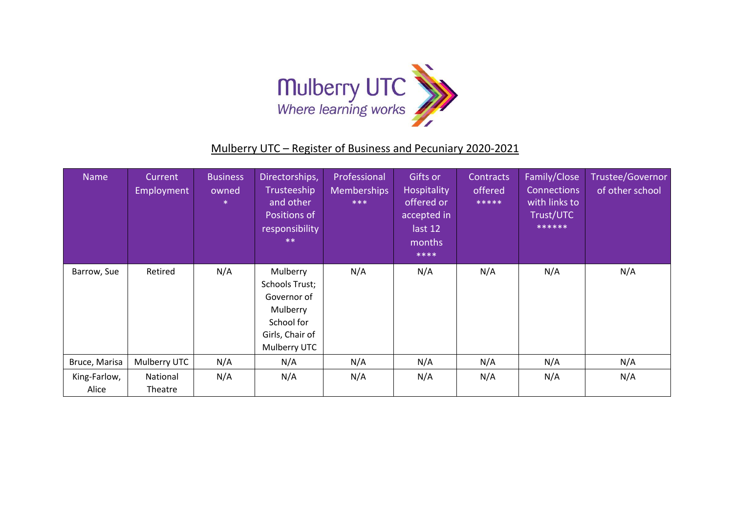Mulberry UTC
*Where learning works*

## Mulberry UTC – Register of Business and Pecuniary 2020-2021

| Name | Current Employment | Business owned * | Directorships, Trusteeship and other Positions of responsibility ** | Professional Memberships *** | Gifts or Hospitality offered or accepted in last 12 months **** | Contracts offered ***** | Family/Close Connections with links to Trust/UTC ****** | Trustee/Governor of other school |
|---|---|---|---|---|---|---|---|---|
| Barrow, Sue | Retired | N/A | Mulberry Schools Trust; Governor of Mulberry School for Girls, Chair of Mulberry UTC | N/A | N/A | N/A | N/A | N/A |
| Bruce, Marisa | Mulberry UTC | N/A | N/A | N/A | N/A | N/A | N/A | N/A |
| King-Farlow, Alice | National Theatre | N/A | N/A | N/A | N/A | N/A | N/A | N/A |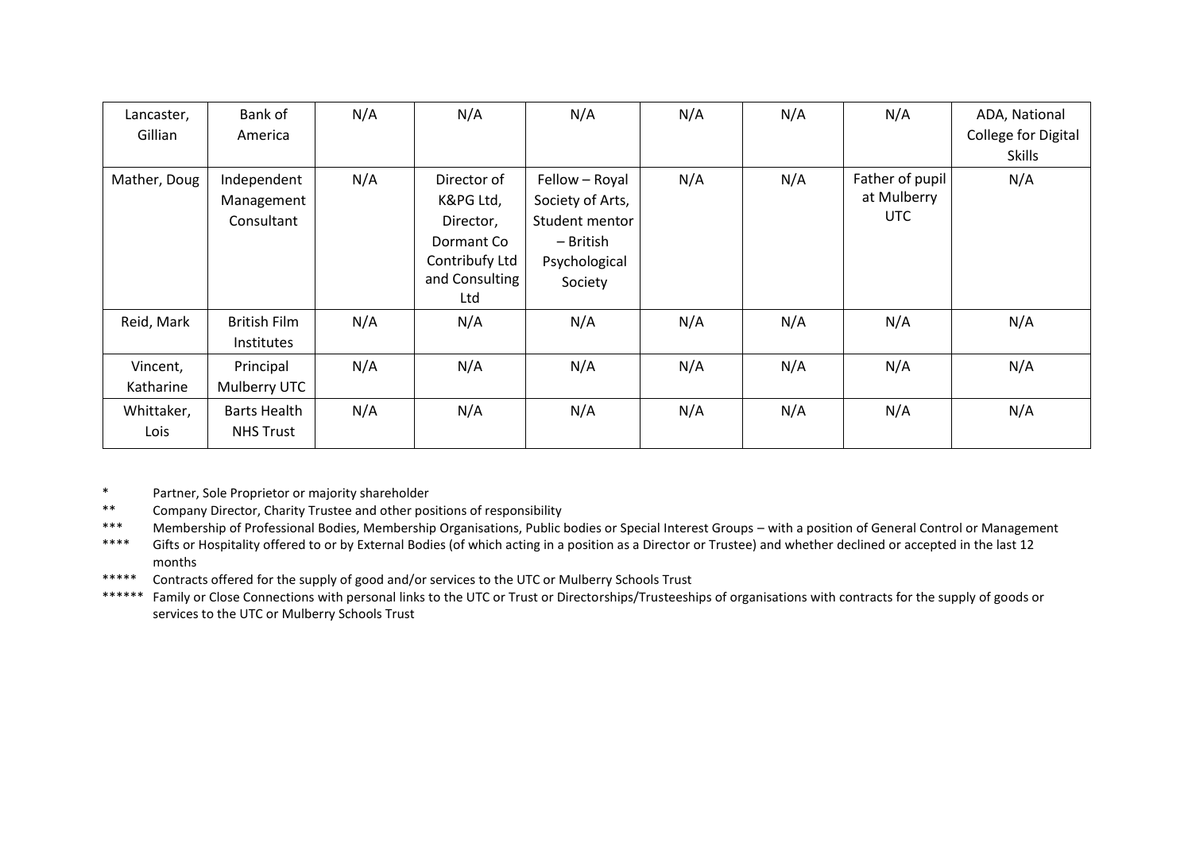| | | | | | | | | |
|---|---|---|---|---|---|---|---|---|
| Lancaster, Gillian | Bank of America | N/A | N/A | N/A | N/A | N/A | N/A | ADA, National College for Digital Skills |
| Mather, Doug | Independent Management Consultant | N/A | Director of K&PG Ltd, Director, Dormant Co Contribufy Ltd and Consulting Ltd | Fellow – Royal Society of Arts, Student mentor – British Psychological Society | N/A | N/A | Father of pupil at Mulberry UTC | N/A |
| Reid, Mark | British Film Institutes | N/A | N/A | N/A | N/A | N/A | N/A | N/A |
| Vincent, Katharine | Principal Mulberry UTC | N/A | N/A | N/A | N/A | N/A | N/A | N/A |
| Whittaker, Lois | Barts Health NHS Trust | N/A | N/A | N/A | N/A | N/A | N/A | N/A |

\* Partner, Sole Proprietor or majority shareholder

\** Company Director, Charity Trustee and other positions of responsibility

\*** Membership of Professional Bodies, Membership Organisations, Public bodies or Special Interest Groups – with a position of General Control or Management

\**** Gifts or Hospitality offered to or by External Bodies (of which acting in a position as a Director or Trustee) and whether declined or accepted in the last 12 months

\***** Contracts offered for the supply of good and/or services to the UTC or Mulberry Schools Trust

\****** Family or Close Connections with personal links to the UTC or Trust or Directorships/Trusteeships of organisations with contracts for the supply of goods or services to the UTC or Mulberry Schools Trust